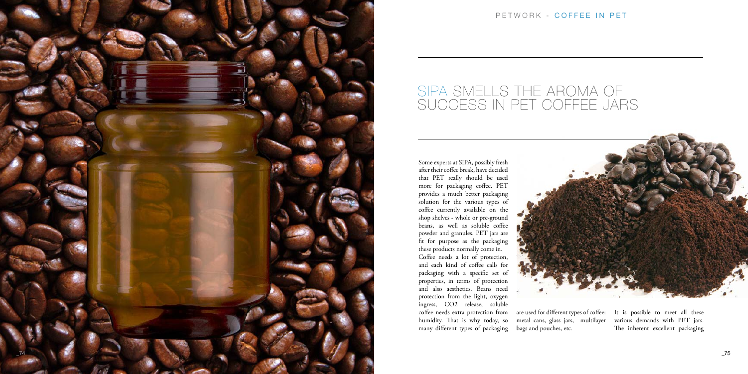# SIPA SMELLS THE AROMA OF SUCCESS IN PET COFFEE JARS

Some experts at SIPA, possibly fresh after their coffee break, have decided that PET really should be used more for packaging coffee. PET provides a much better packaging solution for the various types of coffee currently available on the shop shelves - whole or pre-ground beans, as well as soluble coffee powder and granules. PET jars are fit for purpose as the packaging these products normally come in.

Coffee needs a lot of protection, and each kind of coffee calls for packaging with a specific set of properties, in terms of protection and also aesthetics. Beans need protection from the light, oxygen ingress, $CO_2$ release; soluble coffee needs extra protection from humidity. That is why today, so many different types of packaging are used for different types of coffee: metal cans, glass jars, multilayer bags and pouches, etc.

It is possible to meet all these various demands with PET jars. The inherent excellent packaging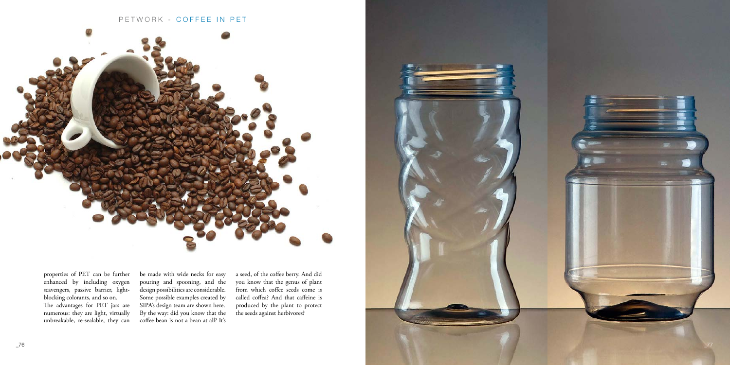properties of PET can be further enhanced by including oxygen scavengers, passive barrier, light-blocking colorants, and so on.

The advantages for PET jars are numerous: they are light, virtually unbreakable, re-sealable, they can be made with wide necks for easy pouring and spooning, and the design possibilities are considerable. Some possible examples created by SIPA's design team are shown here. By the way: did you know that the coffee bean is not a bean at all? It's a seed, of the coffee berry. And did you know that the genus of plant from which coffee seeds come is called coffea? And that caffeine is produced by the plant to protect the seeds against herbivores?